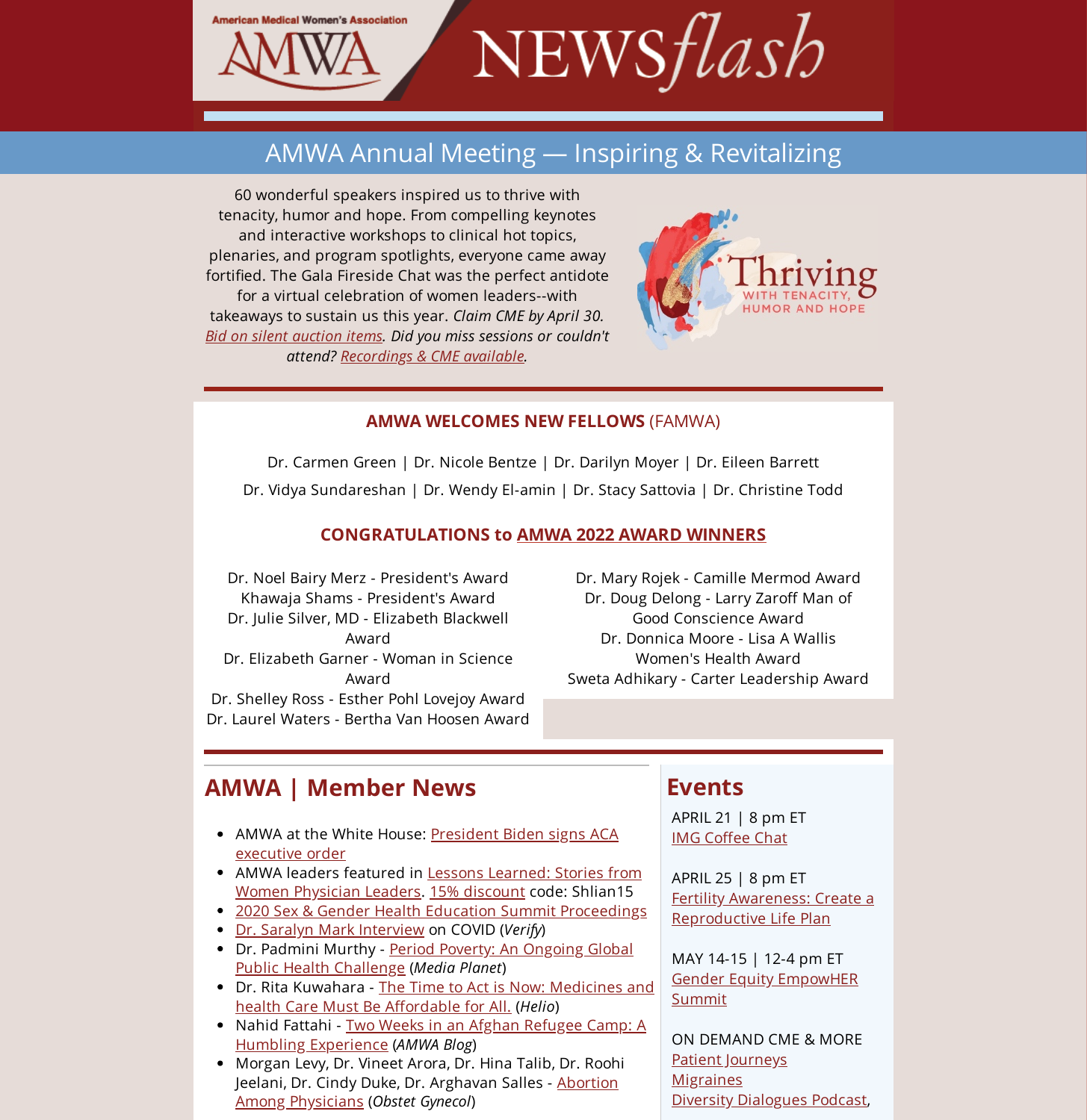# AMWA NEWSflash

## AMWA Annual Meeting — Inspiring & Revitalizing

60 wonderful speakers inspired us to thrive with tenacity, humor and hope. From compelling keynotes and interactive workshops to clinical hot topics, plenaries, and program spotlights, everyone came away fortified. The Gala Fireside Chat was the perfect antidote for a virtual celebration of women leaders--with takeaways to sustain us this year. *Claim CME by April 30. Bid on silent auction items. Did you miss sessions or couldn't attend? Recordings & CME available.*

Thriving WITH TENACITY, HUMOR AND HOPE

**AMWA WELCOMES NEW FELLOWS** (FAMWA)

Dr. Carmen Green | Dr. Nicole Bentze | Dr. Darilyn Moyer | Dr. Eileen Barrett

Dr. Vidya Sundareshan | Dr. Wendy El-amin | Dr. Stacy Sattovia | Dr. Christine Todd

**CONGRATULATIONS to AMWA 2022 AWARD WINNERS**

Dr. Noel Bairy Merz - President's Award
Khawaja Shams - President's Award
Dr. Julie Silver, MD - Elizabeth Blackwell Award
Dr. Elizabeth Garner - Woman in Science Award
Dr. Shelley Ross - Esther Pohl Lovejoy Award
Dr. Laurel Waters - Bertha Van Hoosen Award
Dr. Mary Rojek - Camille Mermod Award
Dr. Doug Delong - Larry Zaroff Man of Good Conscience Award
Dr. Donnica Moore - Lisa A Wallis Women's Health Award
Sweta Adhikary - Carter Leadership Award

## AMWA | Member News

- AMWA at the White House: President Biden signs ACA executive order
- AMWA leaders featured in Lessons Learned: Stories from Women Physician Leaders. 15% discount code: Shlian15
- 2020 Sex & Gender Health Education Summit Proceedings
- Dr. Saralyn Mark Interview on COVID (*Verify*)
- Dr. Padmini Murthy - Period Poverty: An Ongoing Global Public Health Challenge (*Media Planet*)
- Dr. Rita Kuwahara - The Time to Act is Now: Medicines and health Care Must Be Affordable for All. (*Helio*)
- Nahid Fattahi - Two Weeks in an Afghan Refugee Camp: A Humbling Experience (*AMWA Blog*)
- Morgan Levy, Dr. Vineet Arora, Dr. Hina Talib, Dr. Roohi Jeelani, Dr. Cindy Duke, Dr. Arghavan Salles - Abortion Among Physicians (*Obstet Gynecol*)

## Events

APRIL 21 | 8 pm ET
IMG Coffee Chat

APRIL 25 | 8 pm ET
Fertility Awareness: Create a Reproductive Life Plan

MAY 14-15 | 12-4 pm ET
Gender Equity EmpowHER Summit

ON DEMAND CME & MORE
Patient Journeys
Migraines
Diversity Dialogues Podcast,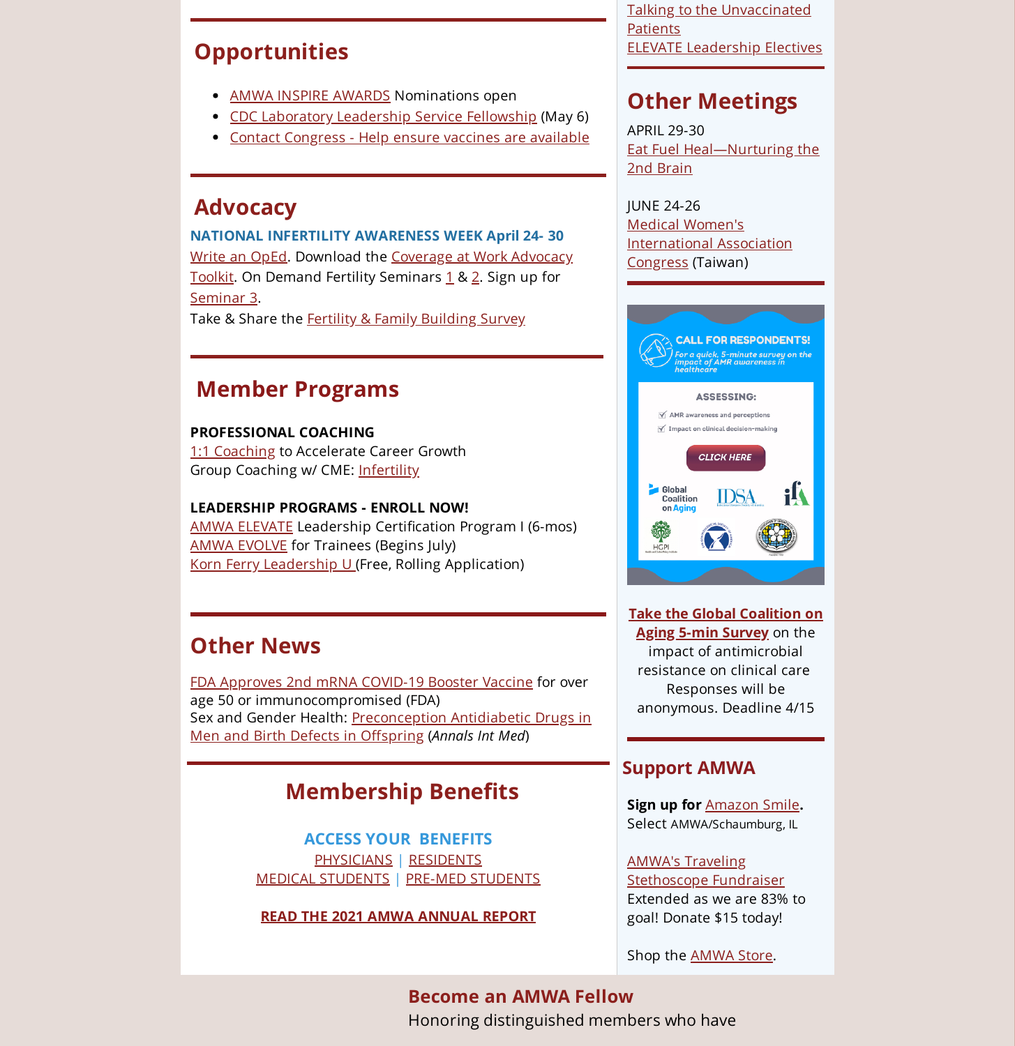## Opportunities

- AMWA INSPIRE AWARDS Nominations open
- CDC Laboratory Leadership Service Fellowship (May 6)
- Contact Congress - Help ensure vaccines are available

## Advocacy

**NATIONAL INFERTILITY AWARENESS WEEK April 24- 30**

Write an OpEd. Download the Coverage at Work Advocacy Toolkit. On Demand Fertility Seminars 1 & 2. Sign up for Seminar 3.

Take & Share the Fertility & Family Building Survey

## Member Programs

**PROFESSIONAL COACHING**

1:1 Coaching to Accelerate Career Growth
Group Coaching w/ CME: Infertility

**LEADERSHIP PROGRAMS - ENROLL NOW!**

AMWA ELEVATE Leadership Certification Program I (6-mos)
AMWA EVOLVE for Trainees (Begins July)
Korn Ferry Leadership U (Free, Rolling Application)

## Other News

FDA Approves 2nd mRNA COVID-19 Booster Vaccine for over age 50 or immunocompromised (FDA)
Sex and Gender Health: Preconception Antidiabetic Drugs in Men and Birth Defects in Offspring (*Annals Int Med*)

## Membership Benefits

**ACCESS YOUR BENEFITS**

PHYSICIANS | RESIDENTS
MEDICAL STUDENTS | PRE-MED STUDENTS

**READ THE 2021 AMWA ANNUAL REPORT**

Talking to the Unvaccinated Patients
ELEVATE Leadership Electives

## Other Meetings

APRIL 29-30
Eat Fuel Heal—Nurturing the 2nd Brain

JUNE 24-26
Medical Women's International Association Congress (Taiwan)

**Take the Global Coalition on Aging 5-min Survey** on the impact of antimicrobial resistance on clinical care Responses will be anonymous. Deadline 4/15

## Support AMWA

**Sign up for** Amazon Smile**.** Select AMWA/Schaumburg, IL

AMWA's Traveling Stethoscope Fundraiser
Extended as we are 83% to goal! Donate $15 today!

Shop the AMWA Store.

## Become an AMWA Fellow

Honoring distinguished members who have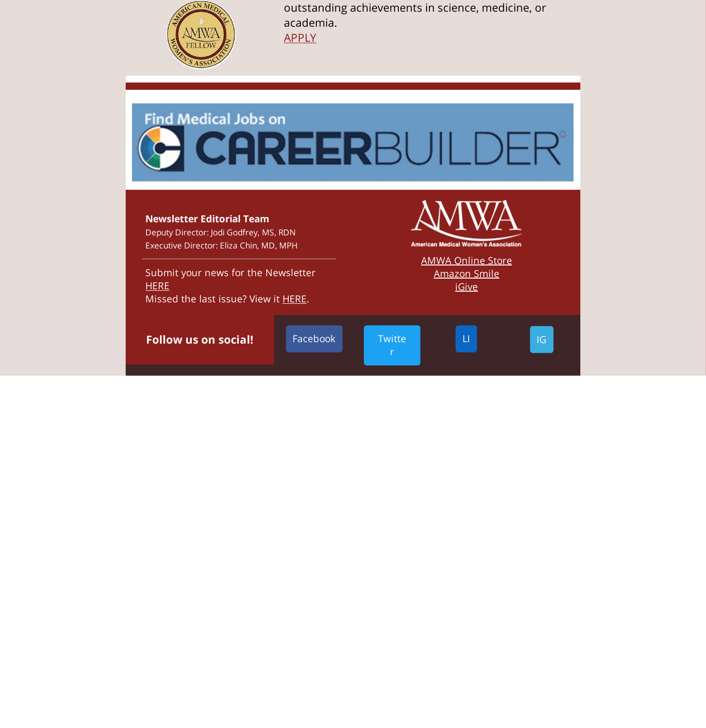outstanding achievements in science, medicine, or academia.

APPLY

Find Medical Jobs on CAREERBUILDER

**Newsletter Editorial Team**

Deputy Director: Jodi Godfrey, MS, RDN

Executive Director: Eliza Chin, MD, MPH

---

Submit your news for the Newsletter HERE

Missed the last issue? View it HERE.

AMWA

American Medical Women's Association

AMWA Online Store

Amazon Smile

iGive

**Follow us on social!**

Facebook

Twitter

LI

IG